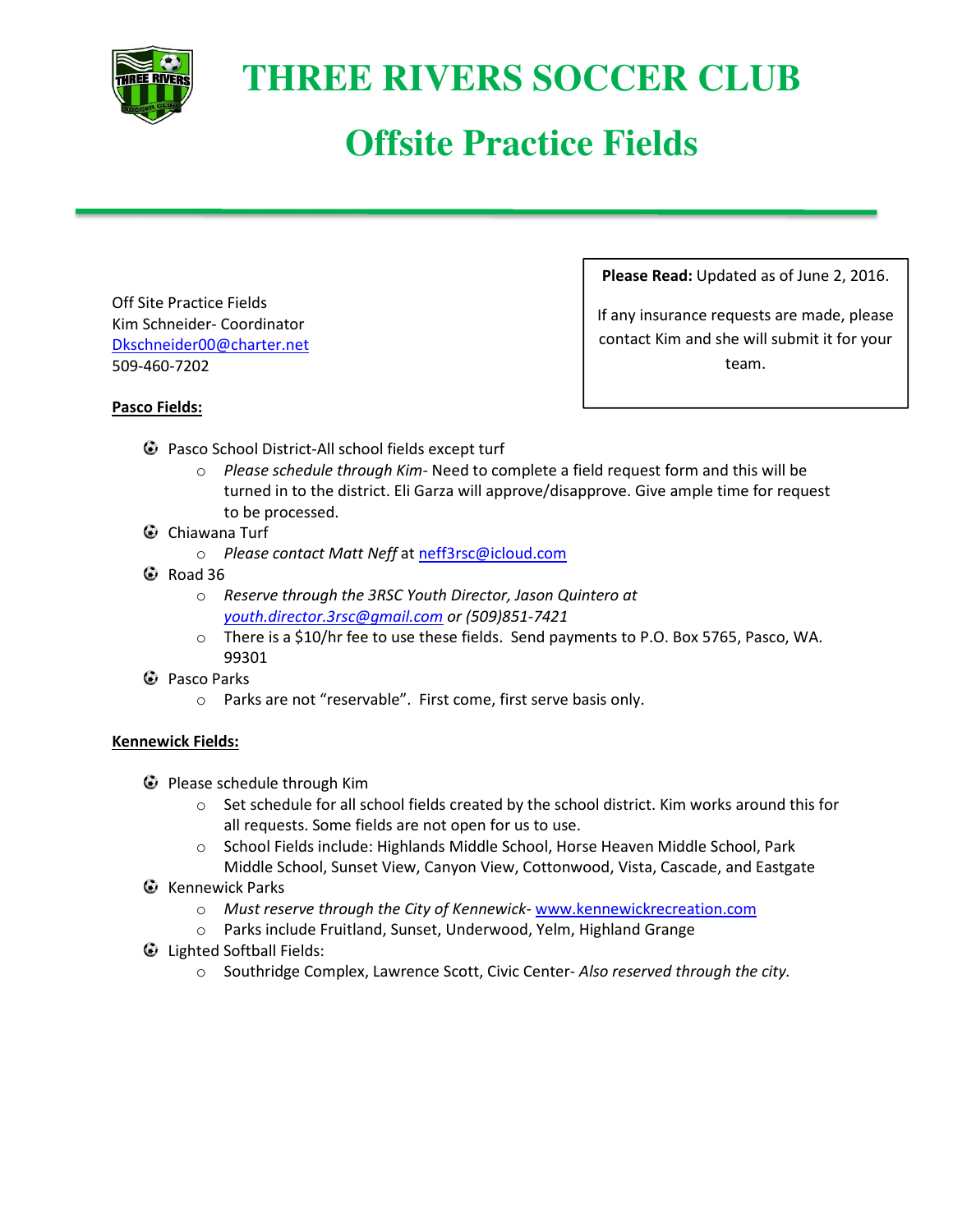# THREE RIVERS SOCCER CLUB

## Offsite Practice Fields

**Please Read:** Updated as of June 2, 2016.

If any insurance requests are made, please contact Kim and she will submit it for your team.

Off Site Practice Fields
Kim Schneider- Coordinator
Dkschneider00@charter.net
509-460-7202

**Pasco Fields:**

- Pasco School District-All school fields except turf
  - *Please schedule through Kim*- Need to complete a field request form and this will be turned in to the district. Eli Garza will approve/disapprove. Give ample time for request to be processed.
- Chiawana Turf
  - *Please contact Matt Neff* at neff3rsc@icloud.com
- Road 36
  - *Reserve through the 3RSC Youth Director, Jason Quintero at youth.director.3rsc@gmail.com or (509)851-7421*
  - There is a $10/hr fee to use these fields. Send payments to P.O. Box 5765, Pasco, WA. 99301
- Pasco Parks
  - Parks are not "reservable". First come, first serve basis only.

**Kennewick Fields:**

- Please schedule through Kim
  - Set schedule for all school fields created by the school district. Kim works around this for all requests. Some fields are not open for us to use.
  - School Fields include: Highlands Middle School, Horse Heaven Middle School, Park Middle School, Sunset View, Canyon View, Cottonwood, Vista, Cascade, and Eastgate
- Kennewick Parks
  - *Must reserve through the City of Kennewick*- www.kennewickrecreation.com
  - Parks include Fruitland, Sunset, Underwood, Yelm, Highland Grange
- Lighted Softball Fields:
  - Southridge Complex, Lawrence Scott, Civic Center- *Also reserved through the city.*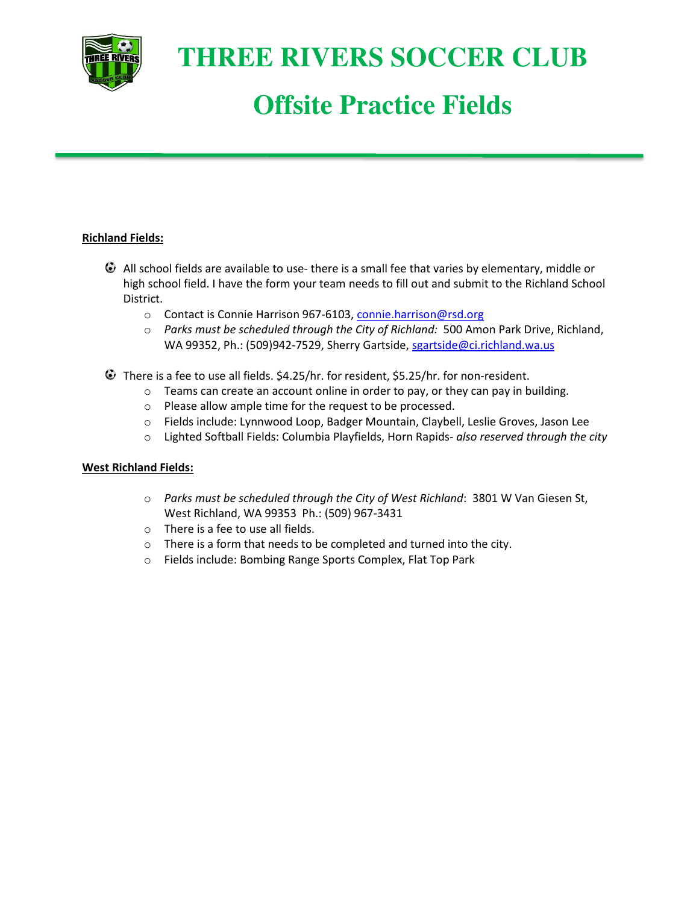# THREE RIVERS SOCCER CLUB

## Offsite Practice Fields

**Richland Fields:**

- All school fields are available to use- there is a small fee that varies by elementary, middle or high school field. I have the form your team needs to fill out and submit to the Richland School District.
  - Contact is Connie Harrison 967-6103, connie.harrison@rsd.org
  - *Parks must be scheduled through the City of Richland:* 500 Amon Park Drive, Richland, WA 99352, Ph.: (509)942-7529, Sherry Gartside, sgartside@ci.richland.wa.us

- There is a fee to use all fields. $4.25/hr. for resident, $5.25/hr. for non-resident.
  - Teams can create an account online in order to pay, or they can pay in building.
  - Please allow ample time for the request to be processed.
  - Fields include: Lynnwood Loop, Badger Mountain, Claybell, Leslie Groves, Jason Lee
  - Lighted Softball Fields: Columbia Playfields, Horn Rapids- *also reserved through the city*

**West Richland Fields:**

- *Parks must be scheduled through the City of West Richland*: 3801 W Van Giesen St, West Richland, WA 99353 Ph.: (509) 967-3431
- There is a fee to use all fields.
- There is a form that needs to be completed and turned into the city.
- Fields include: Bombing Range Sports Complex, Flat Top Park